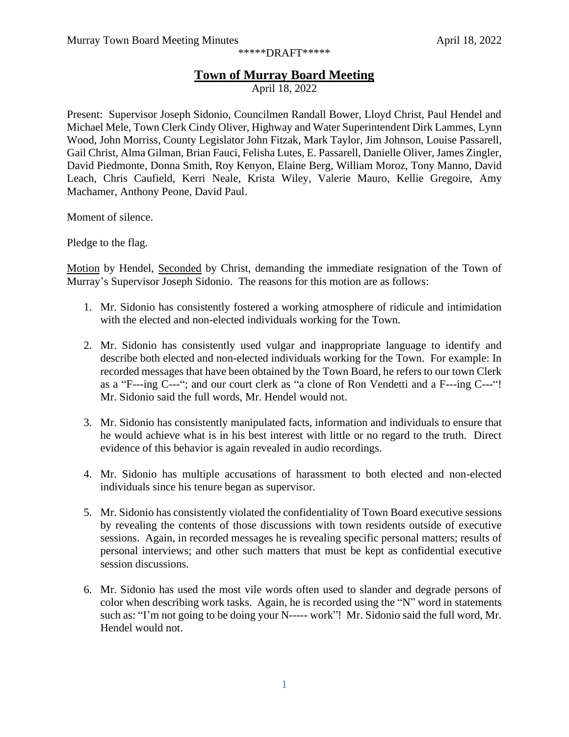\*\*\*\*\*DRAFT\*\*\*\*\*

# Town of Murray Board Meeting

April 18, 2022

Present: Supervisor Joseph Sidonio, Councilmen Randall Bower, Lloyd Christ, Paul Hendel and Michael Mele, Town Clerk Cindy Oliver, Highway and Water Superintendent Dirk Lammes, Lynn Wood, John Morriss, County Legislator John Fitzak, Mark Taylor, Jim Johnson, Louise Passarell, Gail Christ, Alma Gilman, Brian Fauci, Felisha Lutes, E. Passarell, Danielle Oliver, James Zingler, David Piedmonte, Donna Smith, Roy Kenyon, Elaine Berg, William Moroz, Tony Manno, David Leach, Chris Caufield, Kerri Neale, Krista Wiley, Valerie Mauro, Kellie Gregoire, Amy Machamer, Anthony Peone, David Paul.

Moment of silence.

Pledge to the flag.

<u>Motion</u> by Hendel, <u>Seconded</u> by Christ, demanding the immediate resignation of the Town of Murray's Supervisor Joseph Sidonio. The reasons for this motion are as follows:

1. Mr. Sidonio has consistently fostered a working atmosphere of ridicule and intimidation with the elected and non-elected individuals working for the Town.

2. Mr. Sidonio has consistently used vulgar and inappropriate language to identify and describe both elected and non-elected individuals working for the Town. For example: In recorded messages that have been obtained by the Town Board, he refers to our town Clerk as a "F---ing C---"; and our court clerk as "a clone of Ron Vendetti and a F---ing C---"! Mr. Sidonio said the full words, Mr. Hendel would not.

3. Mr. Sidonio has consistently manipulated facts, information and individuals to ensure that he would achieve what is in his best interest with little or no regard to the truth. Direct evidence of this behavior is again revealed in audio recordings.

4. Mr. Sidonio has multiple accusations of harassment to both elected and non-elected individuals since his tenure began as supervisor.

5. Mr. Sidonio has consistently violated the confidentiality of Town Board executive sessions by revealing the contents of those discussions with town residents outside of executive sessions. Again, in recorded messages he is revealing specific personal matters; results of personal interviews; and other such matters that must be kept as confidential executive session discussions.

6. Mr. Sidonio has used the most vile words often used to slander and degrade persons of color when describing work tasks. Again, he is recorded using the "N" word in statements such as: "I'm not going to be doing your N----- work"! Mr. Sidonio said the full word, Mr. Hendel would not.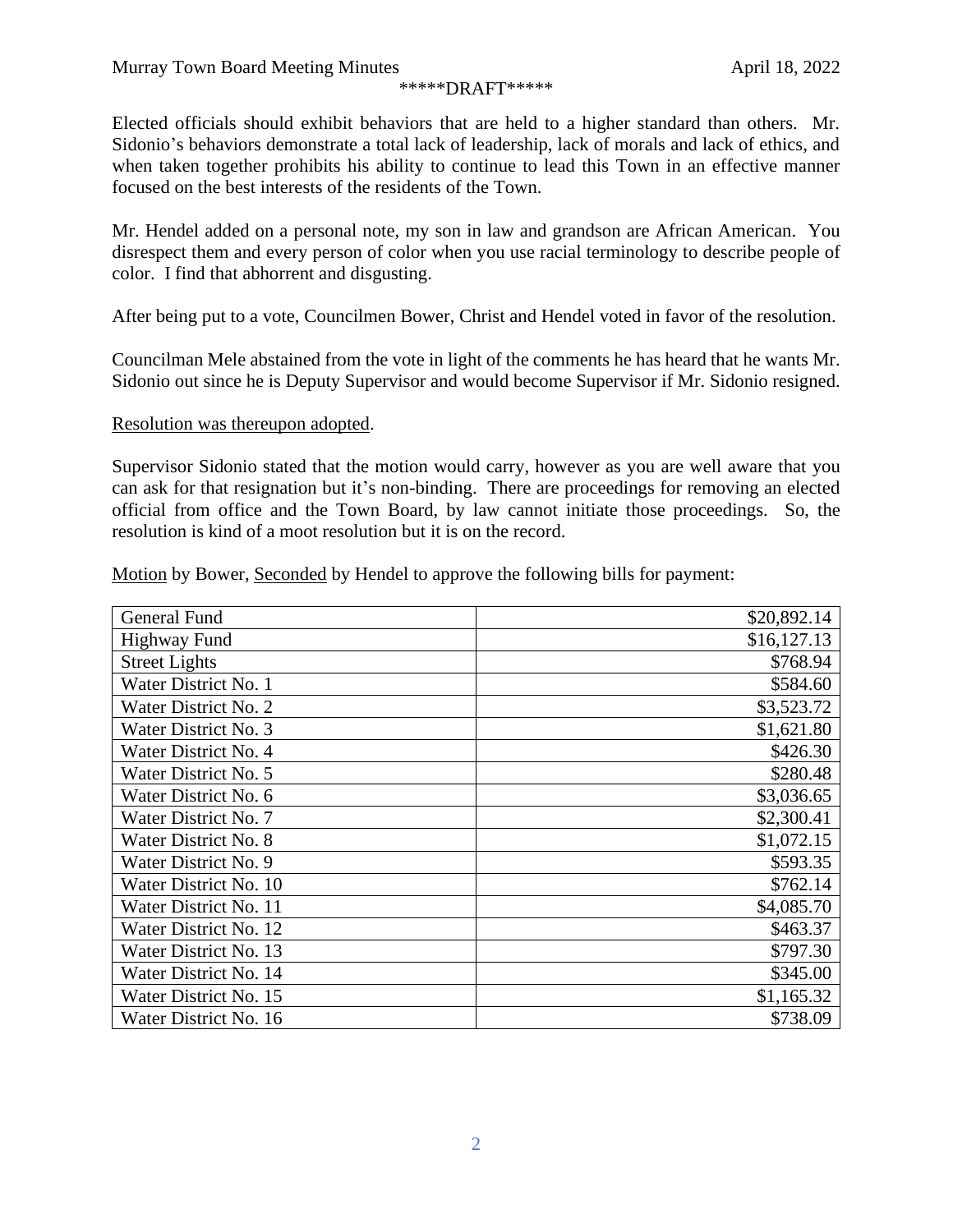\*\*\*\*\*DRAFT\*\*\*\*\*

Elected officials should exhibit behaviors that are held to a higher standard than others. Mr. Sidonio's behaviors demonstrate a total lack of leadership, lack of morals and lack of ethics, and when taken together prohibits his ability to continue to lead this Town in an effective manner focused on the best interests of the residents of the Town.

Mr. Hendel added on a personal note, my son in law and grandson are African American. You disrespect them and every person of color when you use racial terminology to describe people of color. I find that abhorrent and disgusting.

After being put to a vote, Councilmen Bower, Christ and Hendel voted in favor of the resolution.

Councilman Mele abstained from the vote in light of the comments he has heard that he wants Mr. Sidonio out since he is Deputy Supervisor and would become Supervisor if Mr. Sidonio resigned.

<u>Resolution was thereupon adopted</u>.

Supervisor Sidonio stated that the motion would carry, however as you are well aware that you can ask for that resignation but it's non-binding. There are proceedings for removing an elected official from office and the Town Board, by law cannot initiate those proceedings. So, the resolution is kind of a moot resolution but it is on the record.

<u>Motion</u> by Bower, <u>Seconded</u> by Hendel to approve the following bills for payment:

| | |
|---|---:|
| General Fund | $20,892.14 |
| Highway Fund | $16,127.13 |
| Street Lights | $768.94 |
| Water District No. 1 | $584.60 |
| Water District No. 2 | $3,523.72 |
| Water District No. 3 | $1,621.80 |
| Water District No. 4 | $426.30 |
| Water District No. 5 | $280.48 |
| Water District No. 6 | $3,036.65 |
| Water District No. 7 | $2,300.41 |
| Water District No. 8 | $1,072.15 |
| Water District No. 9 | $593.35 |
| Water District No. 10 | $762.14 |
| Water District No. 11 | $4,085.70 |
| Water District No. 12 | $463.37 |
| Water District No. 13 | $797.30 |
| Water District No. 14 | $345.00 |
| Water District No. 15 | $1,165.32 |
| Water District No. 16 | $738.09 |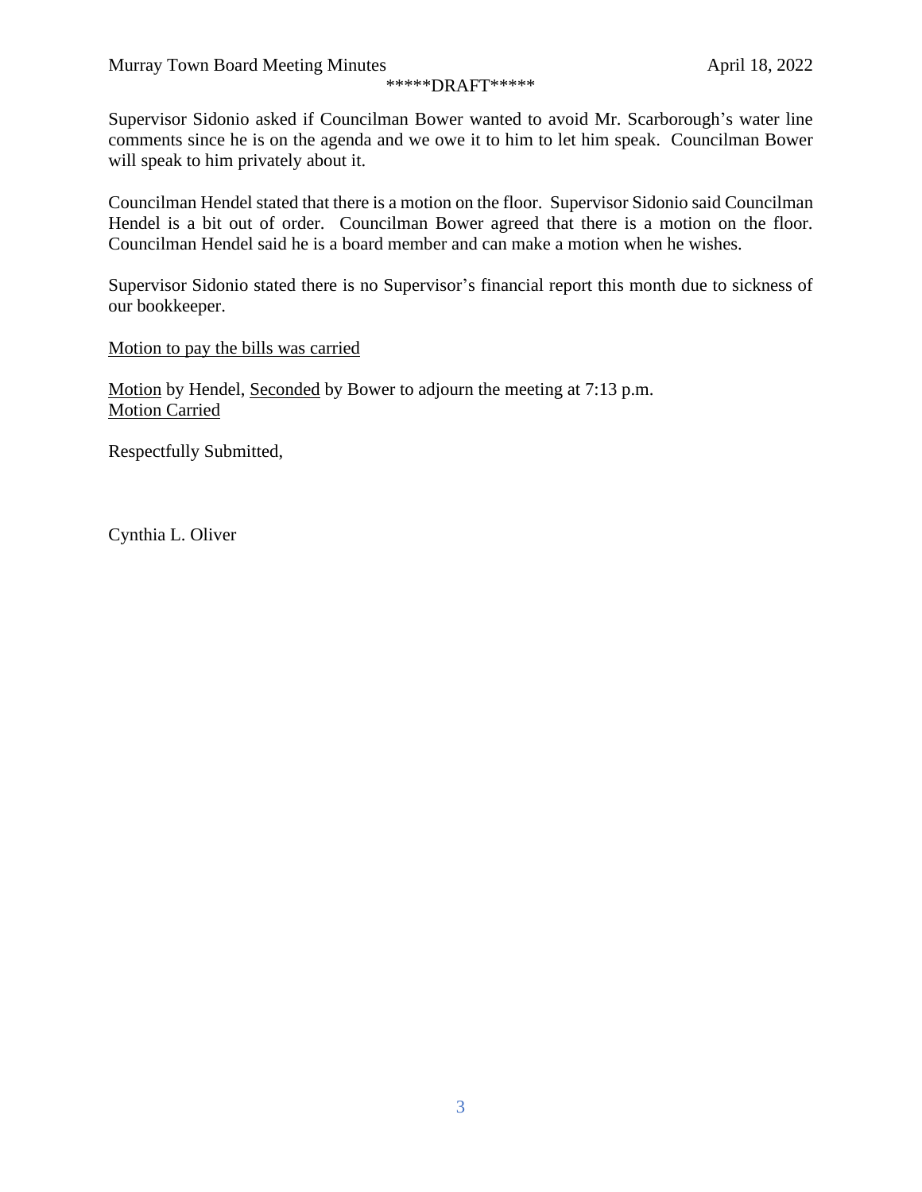Supervisor Sidonio asked if Councilman Bower wanted to avoid Mr. Scarborough's water line comments since he is on the agenda and we owe it to him to let him speak. Councilman Bower will speak to him privately about it.

Councilman Hendel stated that there is a motion on the floor. Supervisor Sidonio said Councilman Hendel is a bit out of order. Councilman Bower agreed that there is a motion on the floor. Councilman Hendel said he is a board member and can make a motion when he wishes.

Supervisor Sidonio stated there is no Supervisor's financial report this month due to sickness of our bookkeeper.

<u>Motion to pay the bills was carried</u>

<u>Motion</u> by Hendel, <u>Seconded</u> by Bower to adjourn the meeting at 7:13 p.m.
<u>Motion Carried</u>

Respectfully Submitted,

Cynthia L. Oliver